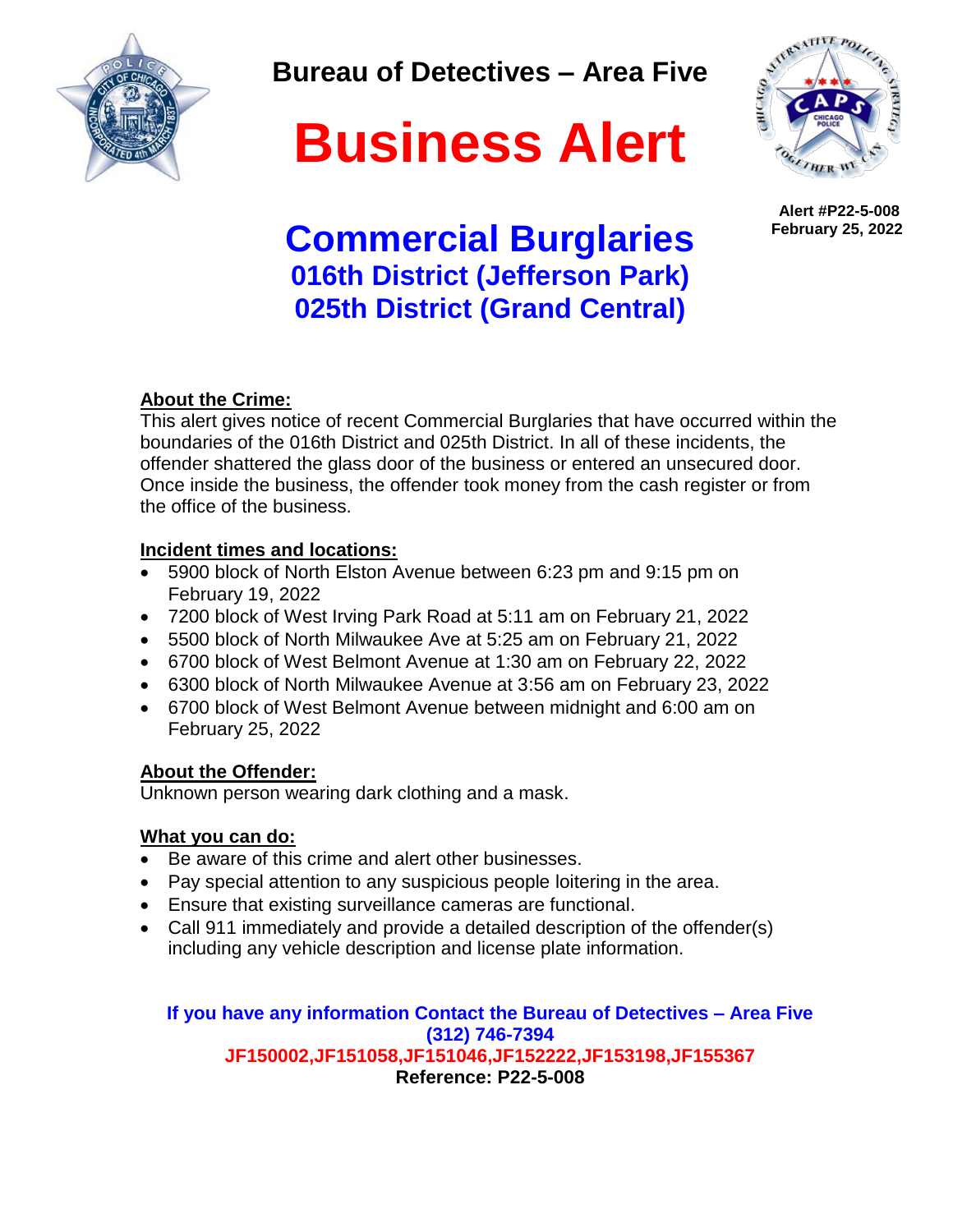# Bureau of Detectives – Area Five

# Business Alert

**Alert #P22-5-008**
**February 25, 2022**

## Commercial Burglaries

### 016th District (Jefferson Park)

### 025th District (Grand Central)

**About the Crime:**

This alert gives notice of recent Commercial Burglaries that have occurred within the boundaries of the 016th District and 025th District. In all of these incidents, the offender shattered the glass door of the business or entered an unsecured door. Once inside the business, the offender took money from the cash register or from the office of the business.

**Incident times and locations:**

- 5900 block of North Elston Avenue between 6:23 pm and 9:15 pm on February 19, 2022
- 7200 block of West Irving Park Road at 5:11 am on February 21, 2022
- 5500 block of North Milwaukee Ave at 5:25 am on February 21, 2022
- 6700 block of West Belmont Avenue at 1:30 am on February 22, 2022
- 6300 block of North Milwaukee Avenue at 3:56 am on February 23, 2022
- 6700 block of West Belmont Avenue between midnight and 6:00 am on February 25, 2022

**About the Offender:**

Unknown person wearing dark clothing and a mask.

**What you can do:**

- Be aware of this crime and alert other businesses.
- Pay special attention to any suspicious people loitering in the area.
- Ensure that existing surveillance cameras are functional.
- Call 911 immediately and provide a detailed description of the offender(s) including any vehicle description and license plate information.

**If you have any information Contact the Bureau of Detectives – Area Five**
**(312) 746-7394**
**JF150002,JF151058,JF151046,JF152222,JF153198,JF155367**
**Reference: P22-5-008**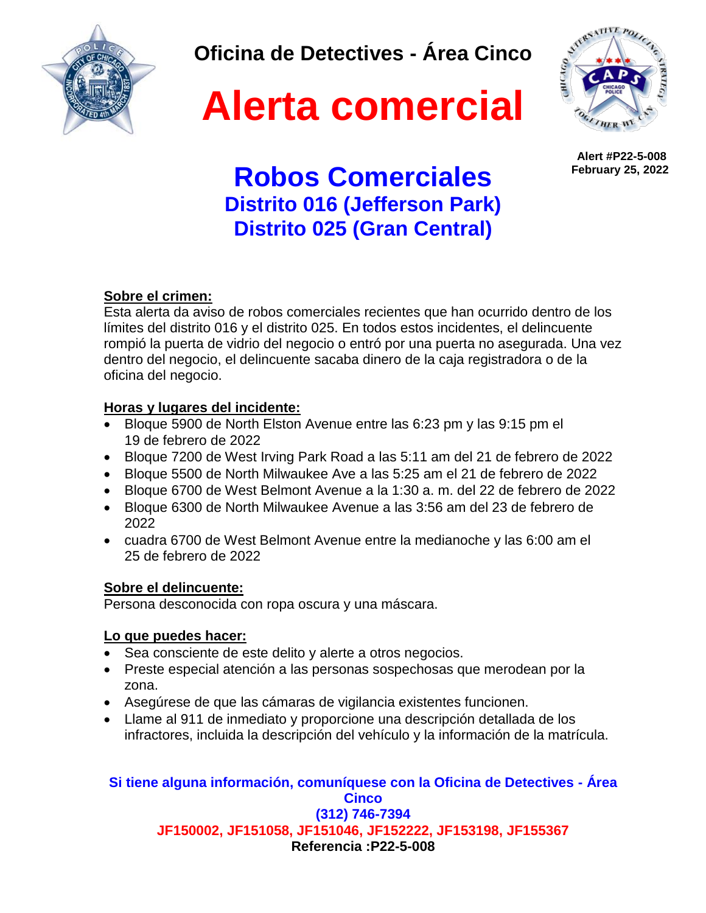**Oficina de Detectives - Área Cinco**

# Alerta comercial

**Alert #P22-5-008**
**February 25, 2022**

## Robos Comerciales

### Distrito 016 (Jefferson Park)
### Distrito 025 (Gran Central)

**Sobre el crimen:**

Esta alerta da aviso de robos comerciales recientes que han ocurrido dentro de los límites del distrito 016 y el distrito 025. En todos estos incidentes, el delincuente rompió la puerta de vidrio del negocio o entró por una puerta no asegurada. Una vez dentro del negocio, el delincuente sacaba dinero de la caja registradora o de la oficina del negocio.

**Horas y lugares del incidente:**

- Bloque 5900 de North Elston Avenue entre las 6:23 pm y las 9:15 pm el 19 de febrero de 2022
- Bloque 7200 de West Irving Park Road a las 5:11 am del 21 de febrero de 2022
- Bloque 5500 de North Milwaukee Ave a las 5:25 am el 21 de febrero de 2022
- Bloque 6700 de West Belmont Avenue a la 1:30 a. m. del 22 de febrero de 2022
- Bloque 6300 de North Milwaukee Avenue a las 3:56 am del 23 de febrero de 2022
- cuadra 6700 de West Belmont Avenue entre la medianoche y las 6:00 am el 25 de febrero de 2022

**Sobre el delincuente:**

Persona desconocida con ropa oscura y una máscara.

**Lo que puedes hacer:**

- Sea consciente de este delito y alerte a otros negocios.
- Preste especial atención a las personas sospechosas que merodean por la zona.
- Asegúrese de que las cámaras de vigilancia existentes funcionen.
- Llame al 911 de inmediato y proporcione una descripción detallada de los infractores, incluida la descripción del vehículo y la información de la matrícula.

**Si tiene alguna información, comuníquese con la Oficina de Detectives - Área Cinco**
**(312) 746-7394**
**JF150002, JF151058, JF151046, JF152222, JF153198, JF155367**
**Referencia :P22-5-008**